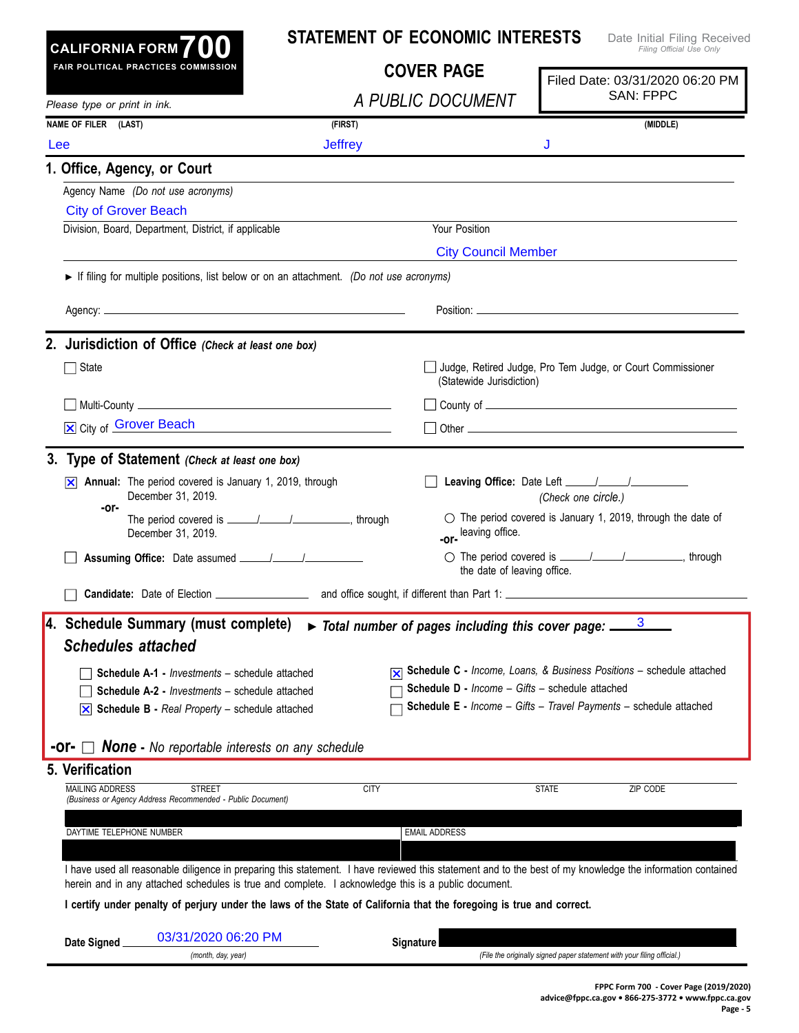# CALIFORNIA FORM 700

**FAIR POLITICAL PRACTICES COMMISSION**

*Please type or print in ink.*

## STATEMENT OF ECONOMIC INTERESTS

## COVER PAGE

*A PUBLIC DOCUMENT*

Date Initial Filing Received
*Filing Official Use Only*

Filed Date: 03/31/2020 06:20 PM
SAN: FPPC

| NAME OF FILER (LAST) | (FIRST) | (MIDDLE) |
|---|---|---|
| Lee | Jeffrey | J |

## 1. Office, Agency, or Court

Agency Name *(Do not use acronyms)*

City of Grover Beach

Division, Board, Department, District, if applicable

Your Position: City Council Member

► If filing for multiple positions, list below or on an attachment. *(Do not use acronyms)*

Agency: ____________________ Position: ____________________

## 2. Jurisdiction of Office *(Check at least one box)*

- ☐ State
- ☐ Judge, Retired Judge, Pro Tem Judge, or Court Commissioner (Statewide Jurisdiction)
- ☐ Multi-County ____________________
- ☐ County of ____________________
- ☒ City of Grover Beach
- ☐ Other ____________________

## 3. Type of Statement *(Check at least one box)*

- ☒ **Annual:** The period covered is January 1, 2019, through December 31, 2019.
  **-or-**
  The period covered is ____/____/________, through December 31, 2019.
- ☐ **Assuming Office:** Date assumed ____/____/________
- ☐ **Leaving Office:** Date Left ____/____/________
  *(Check one circle.)*
  - ○ The period covered is January 1, 2019, through the date of leaving office.
  **-or-**
  - ○ The period covered is ____/____/________, through the date of leaving office.
- ☐ **Candidate:** Date of Election ____________ and office sought, if different than Part 1: ____________

## 4. Schedule Summary (must complete)

► *Total number of pages including this cover page:* 3

***Schedules attached***

- ☐ **Schedule A-1 -** *Investments* – schedule attached
- ☐ **Schedule A-2 -** *Investments* – schedule attached
- ☒ **Schedule B -** *Real Property* – schedule attached
- ☒ **Schedule C -** *Income, Loans, & Business Positions* – schedule attached
- ☐ **Schedule D -** *Income – Gifts* – schedule attached
- ☐ **Schedule E -** *Income – Gifts – Travel Payments* – schedule attached

**-or-** ☐ ***None*** *- No reportable interests on any schedule*

## 5. Verification

| MAILING ADDRESS STREET *(Business or Agency Address Recommended - Public Document)* | CITY | STATE | ZIP CODE |
|---|---|---|---|
| | | | |

| DAYTIME TELEPHONE NUMBER | EMAIL ADDRESS |
|---|---|
| | |

I have used all reasonable diligence in preparing this statement. I have reviewed this statement and to the best of my knowledge the information contained herein and in any attached schedules is true and complete. I acknowledge this is a public document.

**I certify under penalty of perjury under the laws of the State of California that the foregoing is true and correct.**

**Date Signed** 03/31/2020 06:20 PM *(month, day, year)*

**Signature** ____________ *(File the originally signed paper statement with your filing official.)*

**FPPC Form 700 - Cover Page (2019/2020)**
**advice@fppc.ca.gov • 866-275-3772 • www.fppc.ca.gov**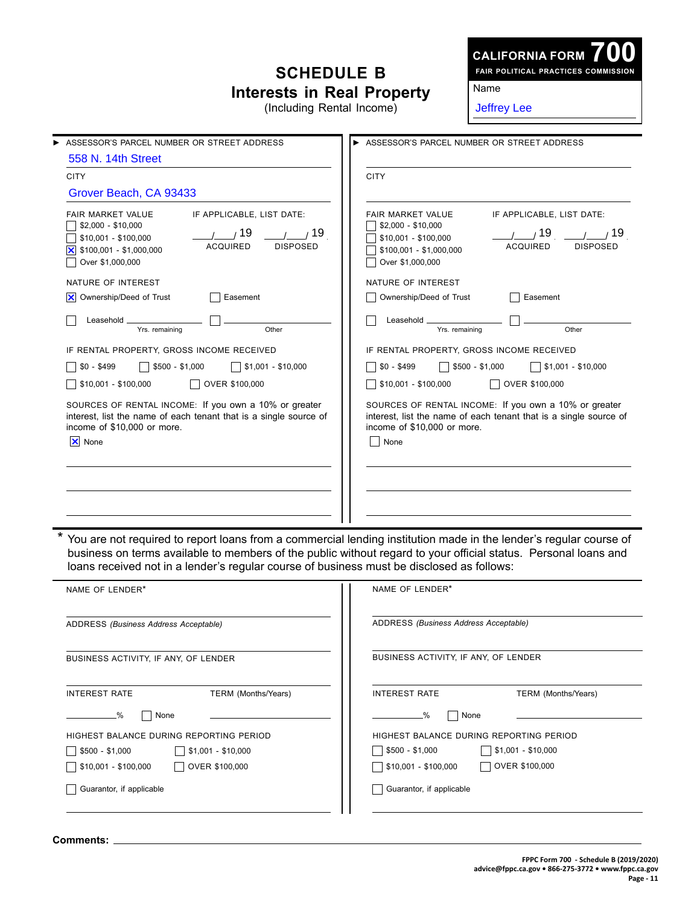# SCHEDULE B
## Interests in Real Property
(Including Rental Income)

**CALIFORNIA FORM 700**
**FAIR POLITICAL PRACTICES COMMISSION**

Name

Jeffrey Lee

---

► ASSESSOR'S PARCEL NUMBER OR STREET ADDRESS

558 N. 14th Street

CITY

Grover Beach, CA 93433

FAIR MARKET VALUE

- [ ] $2,000 - $10,000
- [ ] $10,001 - $100,000
- [x] $100,001 - $1,000,000
- [ ] Over $1,000,000

IF APPLICABLE, LIST DATE:

___/___/ 19___ ACQUIRED ___/___/ 19___ DISPOSED

NATURE OF INTEREST

- [x] Ownership/Deed of Trust
- [ ] Easement
- [ ] Leasehold ________ Yrs. remaining
- [ ] ________ Other

IF RENTAL PROPERTY, GROSS INCOME RECEIVED

- [ ] $0 - $499
- [ ] $500 - $1,000
- [ ] $1,001 - $10,000
- [ ] $10,001 - $100,000
- [ ] OVER $100,000

SOURCES OF RENTAL INCOME: If you own a 10% or greater interest, list the name of each tenant that is a single source of income of $10,000 or more.

- [x] None

---

► ASSESSOR'S PARCEL NUMBER OR STREET ADDRESS

CITY

FAIR MARKET VALUE

- [ ] $2,000 - $10,000
- [ ] $10,001 - $100,000
- [ ] $100,001 - $1,000,000
- [ ] Over $1,000,000

IF APPLICABLE, LIST DATE:

___/___/ 19___ ACQUIRED ___/___/ 19___ DISPOSED

NATURE OF INTEREST

- [ ] Ownership/Deed of Trust
- [ ] Easement
- [ ] Leasehold ________ Yrs. remaining
- [ ] ________ Other

IF RENTAL PROPERTY, GROSS INCOME RECEIVED

- [ ] $0 - $499
- [ ] $500 - $1,000
- [ ] $1,001 - $10,000
- [ ] $10,001 - $100,000
- [ ] OVER $100,000

SOURCES OF RENTAL INCOME: If you own a 10% or greater interest, list the name of each tenant that is a single source of income of $10,000 or more.

- [ ] None

---

\* You are not required to report loans from a commercial lending institution made in the lender's regular course of business on terms available to members of the public without regard to your official status. Personal loans and loans received not in a lender's regular course of business must be disclosed as follows:

NAME OF LENDER*

ADDRESS *(Business Address Acceptable)*

BUSINESS ACTIVITY, IF ANY, OF LENDER

INTEREST RATE ________% [ ] None

TERM (Months/Years) ________

HIGHEST BALANCE DURING REPORTING PERIOD

- [ ] $500 - $1,000
- [ ] $1,001 - $10,000
- [ ] $10,001 - $100,000
- [ ] OVER $100,000

- [ ] Guarantor, if applicable

---

NAME OF LENDER*

ADDRESS *(Business Address Acceptable)*

BUSINESS ACTIVITY, IF ANY, OF LENDER

INTEREST RATE ________% [ ] None

TERM (Months/Years) ________

HIGHEST BALANCE DURING REPORTING PERIOD

- [ ] $500 - $1,000
- [ ] $1,001 - $10,000
- [ ] $10,001 - $100,000
- [ ] OVER $100,000

- [ ] Guarantor, if applicable

---

**Comments:** ________

FPPC Form 700 - Schedule B (2019/2020)
advice@fppc.ca.gov • 866-275-3772 • www.fppc.ca.gov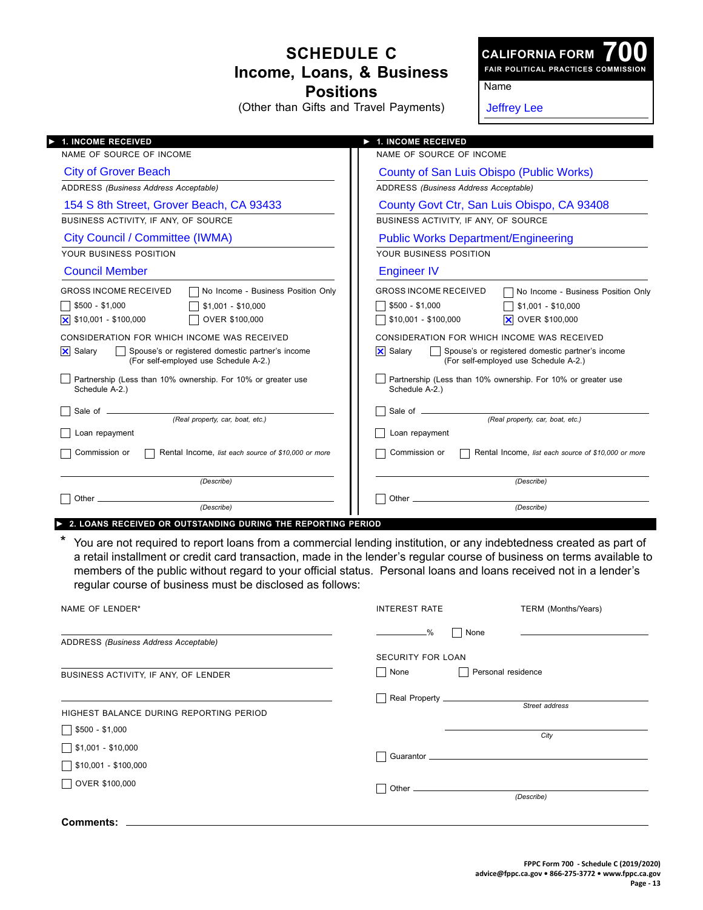# SCHEDULE C

## Income, Loans, & Business Positions

(Other than Gifts and Travel Payments)

**CALIFORNIA FORM 700**
**FAIR POLITICAL PRACTICES COMMISSION**

Name: Jeffrey Lee

### ▶ 1. INCOME RECEIVED

NAME OF SOURCE OF INCOME
City of Grover Beach

ADDRESS *(Business Address Acceptable)*
154 S 8th Street, Grover Beach, CA 93433

BUSINESS ACTIVITY, IF ANY, OF SOURCE
City Council / Committee (IWMA)

YOUR BUSINESS POSITION
Council Member

GROSS INCOME RECEIVED

- [ ] No Income - Business Position Only
- [ ] $500 - $1,000
- [ ] $1,001 - $10,000
- [x] $10,001 - $100,000
- [ ] OVER $100,000

CONSIDERATION FOR WHICH INCOME WAS RECEIVED

- [x] Salary
- [ ] Spouse's or registered domestic partner's income (For self-employed use Schedule A-2.)
- [ ] Partnership (Less than 10% ownership. For 10% or greater use Schedule A-2.)
- [ ] Sale of ________ *(Real property, car, boat, etc.)*
- [ ] Loan repayment
- [ ] Commission or
- [ ] Rental Income, *list each source of $10,000 or more*
  ________ *(Describe)*
- [ ] Other ________ *(Describe)*

### ▶ 1. INCOME RECEIVED

NAME OF SOURCE OF INCOME
County of San Luis Obispo (Public Works)

ADDRESS *(Business Address Acceptable)*
County Govt Ctr, San Luis Obispo, CA 93408

BUSINESS ACTIVITY, IF ANY, OF SOURCE
Public Works Department/Engineering

YOUR BUSINESS POSITION
Engineer IV

GROSS INCOME RECEIVED

- [ ] No Income - Business Position Only
- [ ] $500 - $1,000
- [ ] $1,001 - $10,000
- [ ] $10,001 - $100,000
- [x] OVER $100,000

CONSIDERATION FOR WHICH INCOME WAS RECEIVED

- [x] Salary
- [ ] Spouse's or registered domestic partner's income (For self-employed use Schedule A-2.)
- [ ] Partnership (Less than 10% ownership. For 10% or greater use Schedule A-2.)
- [ ] Sale of ________ *(Real property, car, boat, etc.)*
- [ ] Loan repayment
- [ ] Commission or
- [ ] Rental Income, *list each source of $10,000 or more*
  ________ *(Describe)*
- [ ] Other ________ *(Describe)*

### ▶ 2. LOANS RECEIVED OR OUTSTANDING DURING THE REPORTING PERIOD

\* You are not required to report loans from a commercial lending institution, or any indebtedness created as part of a retail installment or credit card transaction, made in the lender's regular course of business on terms available to members of the public without regard to your official status. Personal loans and loans received not in a lender's regular course of business must be disclosed as follows:

NAME OF LENDER*
________

ADDRESS *(Business Address Acceptable)*
________

BUSINESS ACTIVITY, IF ANY, OF LENDER
________

HIGHEST BALANCE DURING REPORTING PERIOD

- [ ] $500 - $1,000
- [ ] $1,001 - $10,000
- [ ] $10,001 - $100,000
- [ ] OVER $100,000

INTEREST RATE: ________ %  [ ] None

TERM (Months/Years): ________

SECURITY FOR LOAN

- [ ] None
- [ ] Personal residence
- [ ] Real Property ________ *(Street address)* ________ *(City)*
- [ ] Guarantor ________
- [ ] Other ________ *(Describe)*

**Comments:** ________

FPPC Form 700 - Schedule C (2019/2020)
advice@fppc.ca.gov • 866-275-3772 • www.fppc.ca.gov